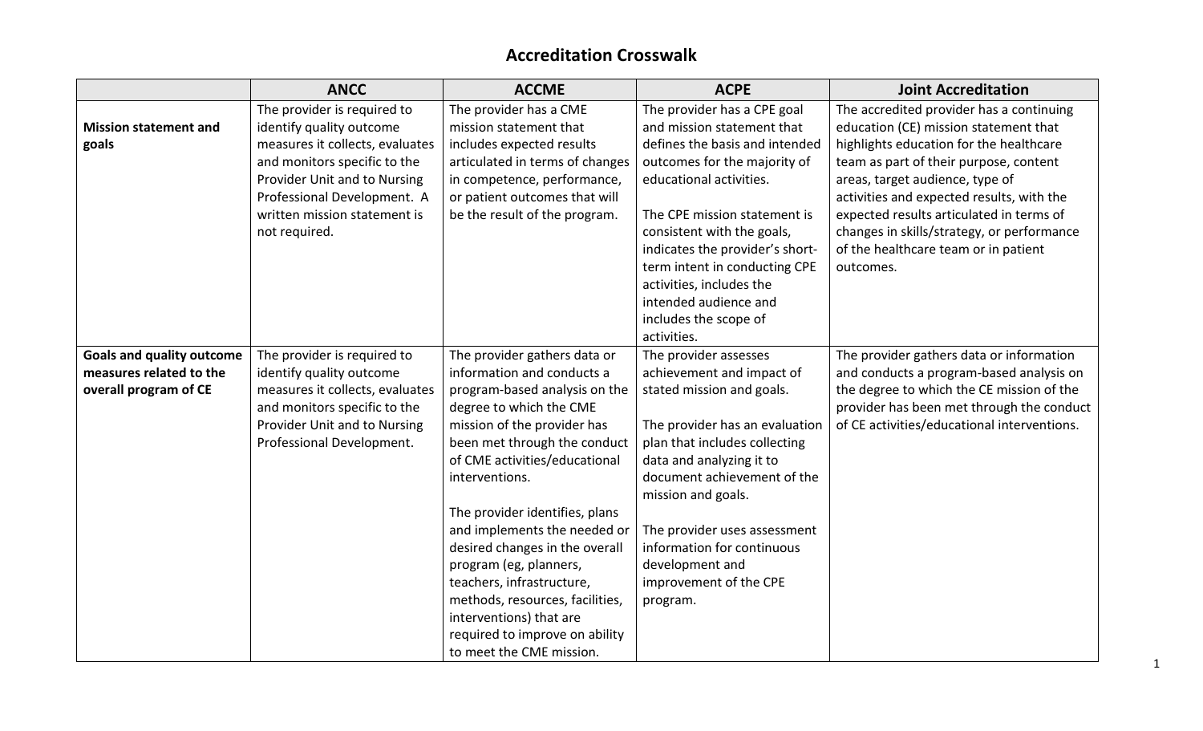# Accreditation Crosswalk

| | ANCC | ACCME | ACPE | Joint Accreditation |
|---|---|---|---|---|
| **Mission statement and goals** | The provider is required to identify quality outcome measures it collects, evaluates and monitors specific to the Provider Unit and to Nursing Professional Development. A written mission statement is not required. | The provider has a CME mission statement that includes expected results articulated in terms of changes in competence, performance, or patient outcomes that will be the result of the program. | The provider has a CPE goal and mission statement that defines the basis and intended outcomes for the majority of educational activities.<br><br>The CPE mission statement is consistent with the goals, indicates the provider's short-term intent in conducting CPE activities, includes the intended audience and includes the scope of activities. | The accredited provider has a continuing education (CE) mission statement that highlights education for the healthcare team as part of their purpose, content areas, target audience, type of activities and expected results, with the expected results articulated in terms of changes in skills/strategy, or performance of the healthcare team or in patient outcomes. |
| **Goals and quality outcome measures related to the overall program of CE** | The provider is required to identify quality outcome measures it collects, evaluates and monitors specific to the Provider Unit and to Nursing Professional Development. | The provider gathers data or information and conducts a program-based analysis on the degree to which the CME mission of the provider has been met through the conduct of CME activities/educational interventions.<br><br>The provider identifies, plans and implements the needed or desired changes in the overall program (eg, planners, teachers, infrastructure, methods, resources, facilities, interventions) that are required to improve on ability to meet the CME mission. | The provider assesses achievement and impact of stated mission and goals.<br><br>The provider has an evaluation plan that includes collecting data and analyzing it to document achievement of the mission and goals.<br><br>The provider uses assessment information for continuous development and improvement of the CPE program. | The provider gathers data or information and conducts a program-based analysis on the degree to which the CE mission of the provider has been met through the conduct of CE activities/educational interventions. |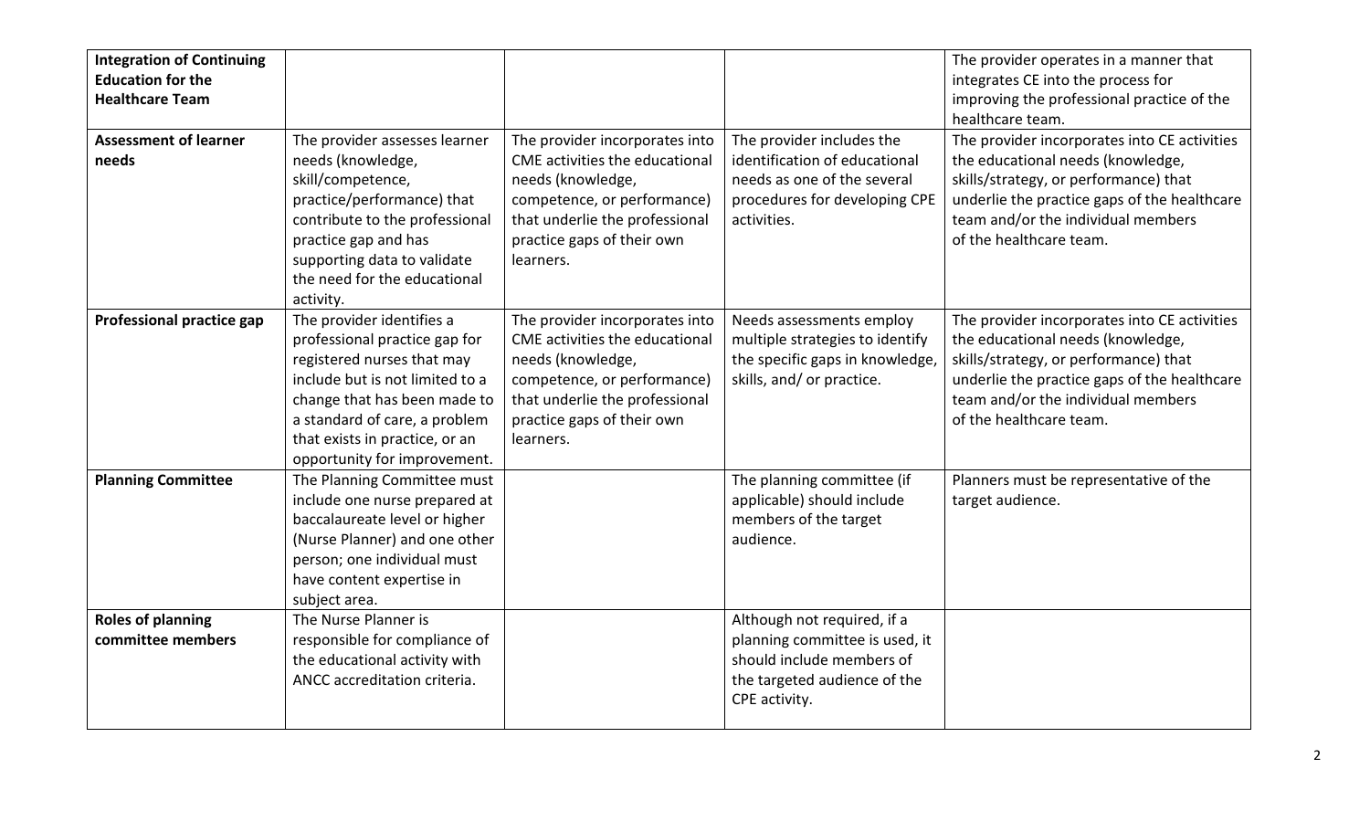| | | | | |
|---|---|---|---|---|
| **Integration of Continuing Education for the Healthcare Team** | | | | The provider operates in a manner that integrates CE into the process for improving the professional practice of the healthcare team. |
| **Assessment of learner needs** | The provider assesses learner needs (knowledge, skill/competence, practice/performance) that contribute to the professional practice gap and has supporting data to validate the need for the educational activity. | The provider incorporates into CME activities the educational needs (knowledge, competence, or performance) that underlie the professional practice gaps of their own learners. | The provider includes the identification of educational needs as one of the several procedures for developing CPE activities. | The provider incorporates into CE activities the educational needs (knowledge, skills/strategy, or performance) that underlie the practice gaps of the healthcare team and/or the individual members of the healthcare team. |
| **Professional practice gap** | The provider identifies a professional practice gap for registered nurses that may include but is not limited to a change that has been made to a standard of care, a problem that exists in practice, or an opportunity for improvement. | The provider incorporates into CME activities the educational needs (knowledge, competence, or performance) that underlie the professional practice gaps of their own learners. | Needs assessments employ multiple strategies to identify the specific gaps in knowledge, skills, and/ or practice. | The provider incorporates into CE activities the educational needs (knowledge, skills/strategy, or performance) that underlie the practice gaps of the healthcare team and/or the individual members of the healthcare team. |
| **Planning Committee** | The Planning Committee must include one nurse prepared at baccalaureate level or higher (Nurse Planner) and one other person; one individual must have content expertise in subject area. | | The planning committee (if applicable) should include members of the target audience. | Planners must be representative of the target audience. |
| **Roles of planning committee members** | The Nurse Planner is responsible for compliance of the educational activity with ANCC accreditation criteria. | | Although not required, if a planning committee is used, it should include members of the targeted audience of the CPE activity. | |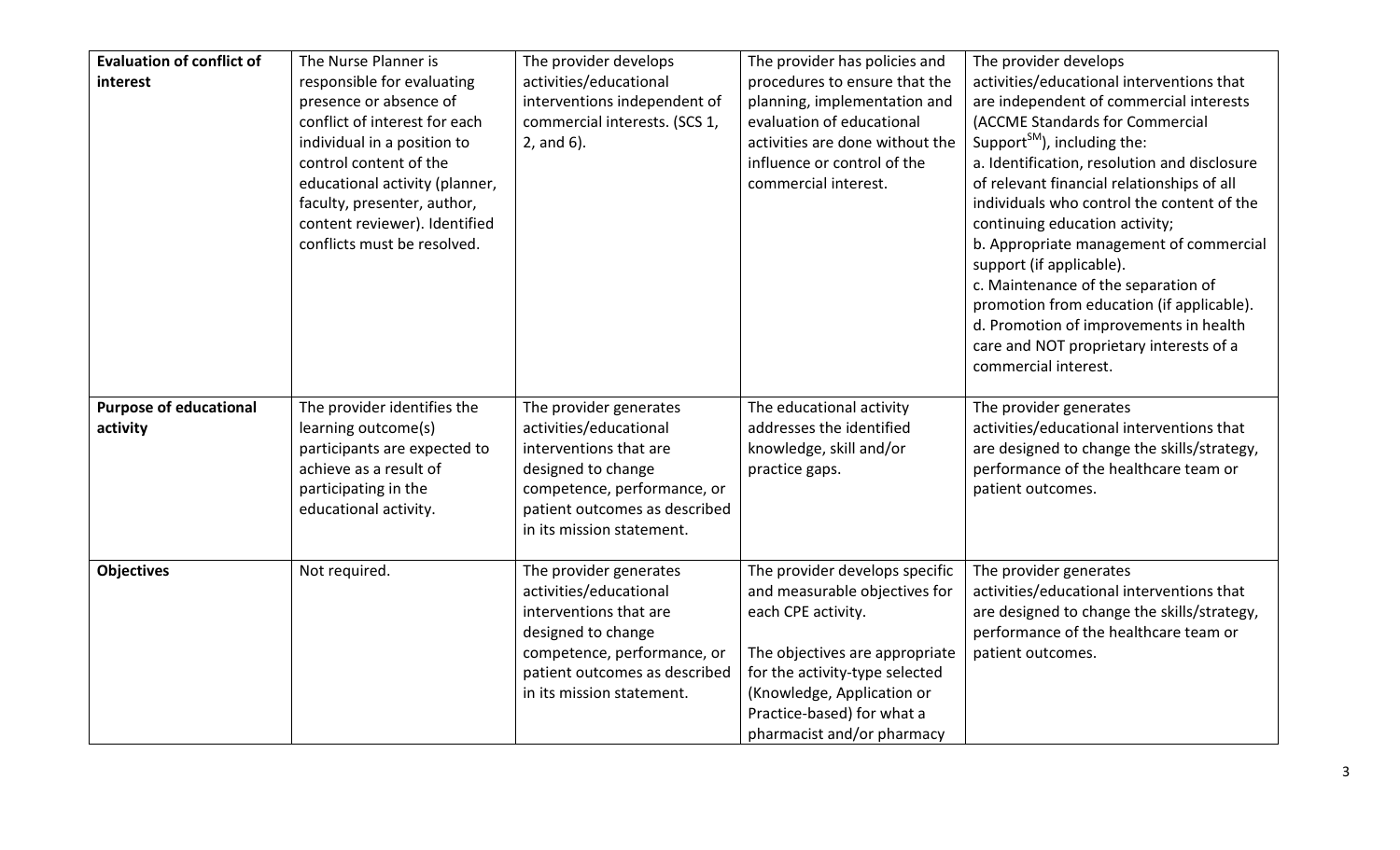| **Evaluation of conflict of interest** | The Nurse Planner is responsible for evaluating presence or absence of conflict of interest for each individual in a position to control content of the educational activity (planner, faculty, presenter, author, content reviewer). Identified conflicts must be resolved. | The provider develops activities/educational interventions independent of commercial interests. (SCS 1, 2, and 6). | The provider has policies and procedures to ensure that the planning, implementation and evaluation of educational activities are done without the influence or control of the commercial interest. | The provider develops activities/educational interventions that are independent of commercial interests (ACCME Standards for Commercial Support[SM]), including the:<br>a. Identification, resolution and disclosure of relevant financial relationships of all individuals who control the content of the continuing education activity;<br>b. Appropriate management of commercial support (if applicable).<br>c. Maintenance of the separation of promotion from education (if applicable).<br>d. Promotion of improvements in health care and NOT proprietary interests of a commercial interest. |
|---|---|---|---|---|
| **Purpose of educational activity** | The provider identifies the learning outcome(s) participants are expected to achieve as a result of participating in the educational activity. | The provider generates activities/educational interventions that are designed to change competence, performance, or patient outcomes as described in its mission statement. | The educational activity addresses the identified knowledge, skill and/or practice gaps. | The provider generates activities/educational interventions that are designed to change the skills/strategy, performance of the healthcare team or patient outcomes. |
| **Objectives** | Not required. | The provider generates activities/educational interventions that are designed to change competence, performance, or patient outcomes as described in its mission statement. | The provider develops specific and measurable objectives for each CPE activity.<br><br>The objectives are appropriate for the activity-type selected (Knowledge, Application or Practice-based) for what a pharmacist and/or pharmacy | The provider generates activities/educational interventions that are designed to change the skills/strategy, performance of the healthcare team or patient outcomes. |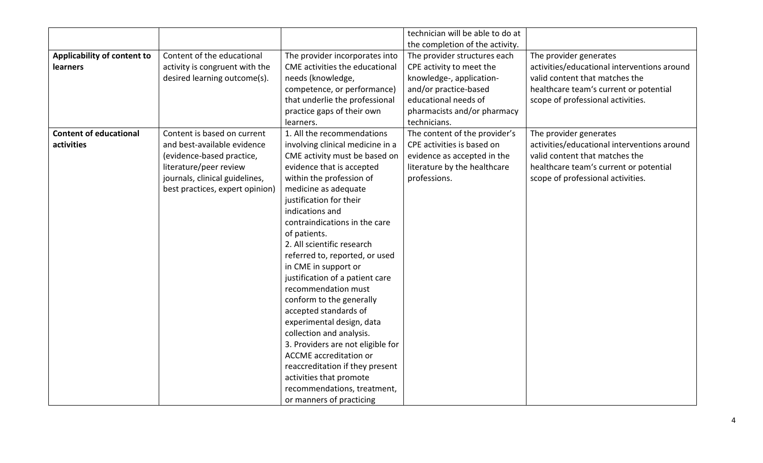| | | | | |
|---|---|---|---|---|
| | | | technician will be able to do at the completion of the activity. | |
| **Applicability of content to learners** | Content of the educational activity is congruent with the desired learning outcome(s). | The provider incorporates into CME activities the educational needs (knowledge, competence, or performance) that underlie the professional practice gaps of their own learners. | The provider structures each CPE activity to meet the knowledge-, application- and/or practice-based educational needs of pharmacists and/or pharmacy technicians. | The provider generates activities/educational interventions around valid content that matches the healthcare team's current or potential scope of professional activities. |
| **Content of educational activities** | Content is based on current and best-available evidence (evidence-based practice, literature/peer review journals, clinical guidelines, best practices, expert opinion) | 1. All the recommendations involving clinical medicine in a CME activity must be based on evidence that is accepted within the profession of medicine as adequate justification for their indications and contraindications in the care of patients.<br>2. All scientific research referred to, reported, or used in CME in support or justification of a patient care recommendation must conform to the generally accepted standards of experimental design, data collection and analysis.<br>3. Providers are not eligible for ACCME accreditation or reaccreditation if they present activities that promote recommendations, treatment, or manners of practicing | The content of the provider's CPE activities is based on evidence as accepted in the literature by the healthcare professions. | The provider generates activities/educational interventions around valid content that matches the healthcare team's current or potential scope of professional activities. |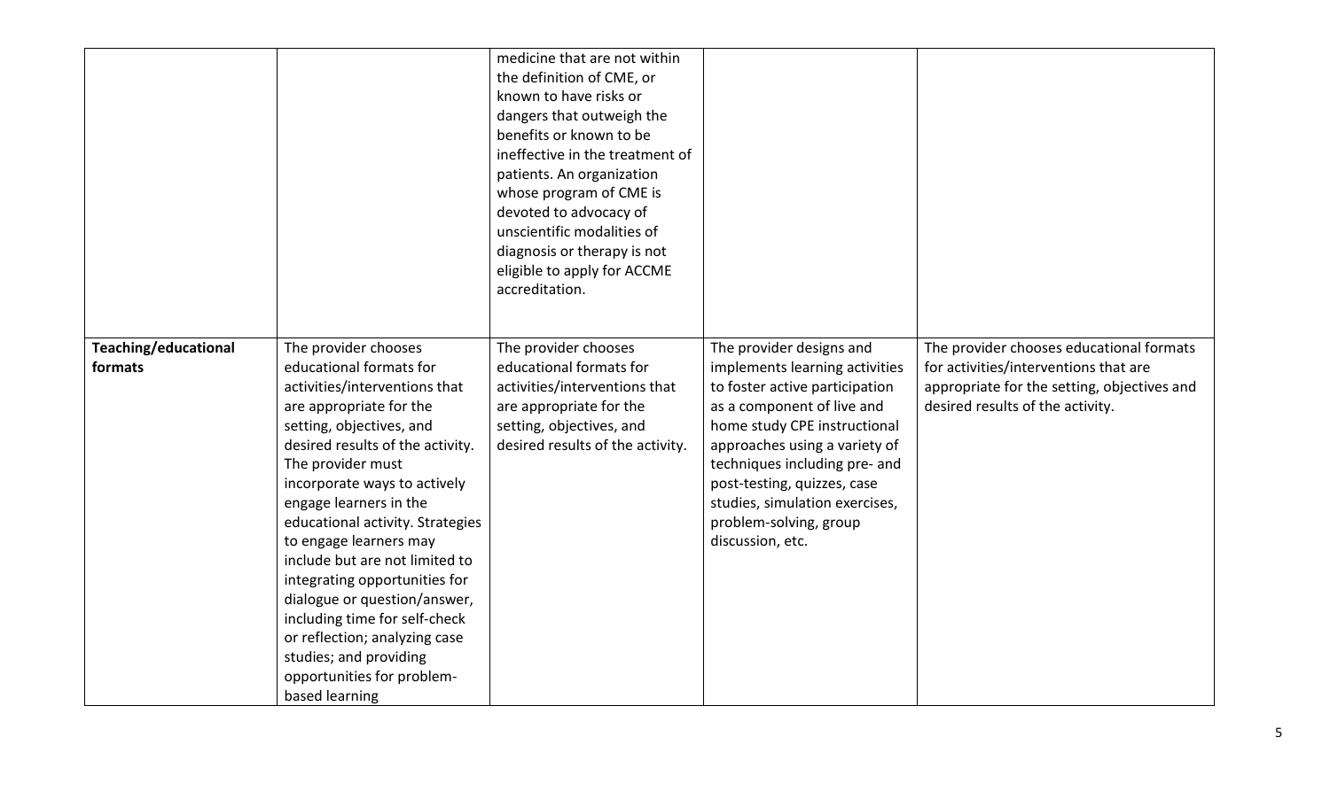| | | | | |
|---|---|---|---|---|
| | | medicine that are not within the definition of CME, or known to have risks or dangers that outweigh the benefits or known to be ineffective in the treatment of patients. An organization whose program of CME is devoted to advocacy of unscientific modalities of diagnosis or therapy is not eligible to apply for ACCME accreditation. | | |
| **Teaching/educational formats** | The provider chooses educational formats for activities/interventions that are appropriate for the setting, objectives, and desired results of the activity. The provider must incorporate ways to actively engage learners in the educational activity. Strategies to engage learners may include but are not limited to integrating opportunities for dialogue or question/answer, including time for self-check or reflection; analyzing case studies; and providing opportunities for problem-based learning | The provider chooses educational formats for activities/interventions that are appropriate for the setting, objectives, and desired results of the activity. | The provider designs and implements learning activities to foster active participation as a component of live and home study CPE instructional approaches using a variety of techniques including pre- and post-testing, quizzes, case studies, simulation exercises, problem-solving, group discussion, etc. | The provider chooses educational formats for activities/interventions that are appropriate for the setting, objectives and desired results of the activity. |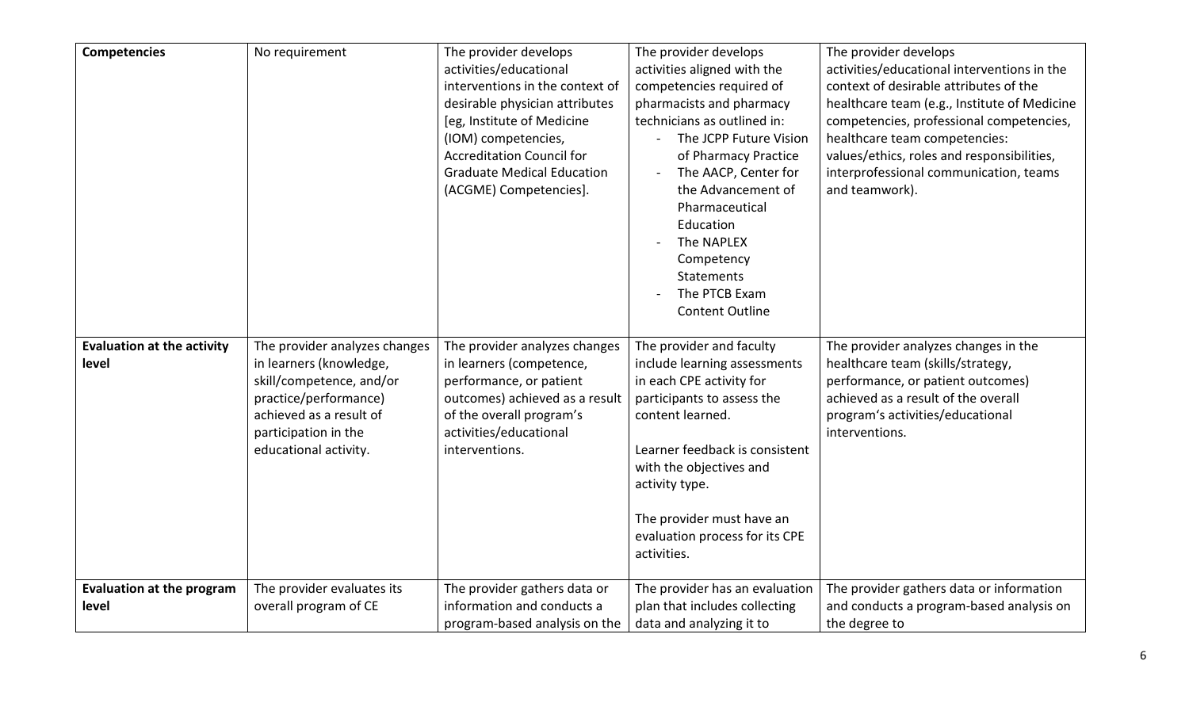| **Competencies** | No requirement | The provider develops activities/educational interventions in the context of desirable physician attributes [eg, Institute of Medicine (IOM) competencies, Accreditation Council for Graduate Medical Education (ACGME) Competencies]. | The provider develops activities aligned with the competencies required of pharmacists and pharmacy technicians as outlined in:<br>- The JCPP Future Vision of Pharmacy Practice<br>- The AACP, Center for the Advancement of Pharmaceutical Education<br>- The NAPLEX Competency Statements<br>- The PTCB Exam Content Outline | The provider develops activities/educational interventions in the context of desirable attributes of the healthcare team (e.g., Institute of Medicine competencies, professional competencies, healthcare team competencies: values/ethics, roles and responsibilities, interprofessional communication, teams and teamwork). |
|---|---|---|---|---|
| **Evaluation at the activity level** | The provider analyzes changes in learners (knowledge, skill/competence, and/or practice/performance) achieved as a result of participation in the educational activity. | The provider analyzes changes in learners (competence, performance, or patient outcomes) achieved as a result of the overall program's activities/educational interventions. | The provider and faculty include learning assessments in each CPE activity for participants to assess the content learned.<br><br>Learner feedback is consistent with the objectives and activity type.<br><br>The provider must have an evaluation process for its CPE activities. | The provider analyzes changes in the healthcare team (skills/strategy, performance, or patient outcomes) achieved as a result of the overall program's activities/educational interventions. |
| **Evaluation at the program level** | The provider evaluates its overall program of CE | The provider gathers data or information and conducts a program-based analysis on the | The provider has an evaluation plan that includes collecting data and analyzing it to | The provider gathers data or information and conducts a program-based analysis on the degree to |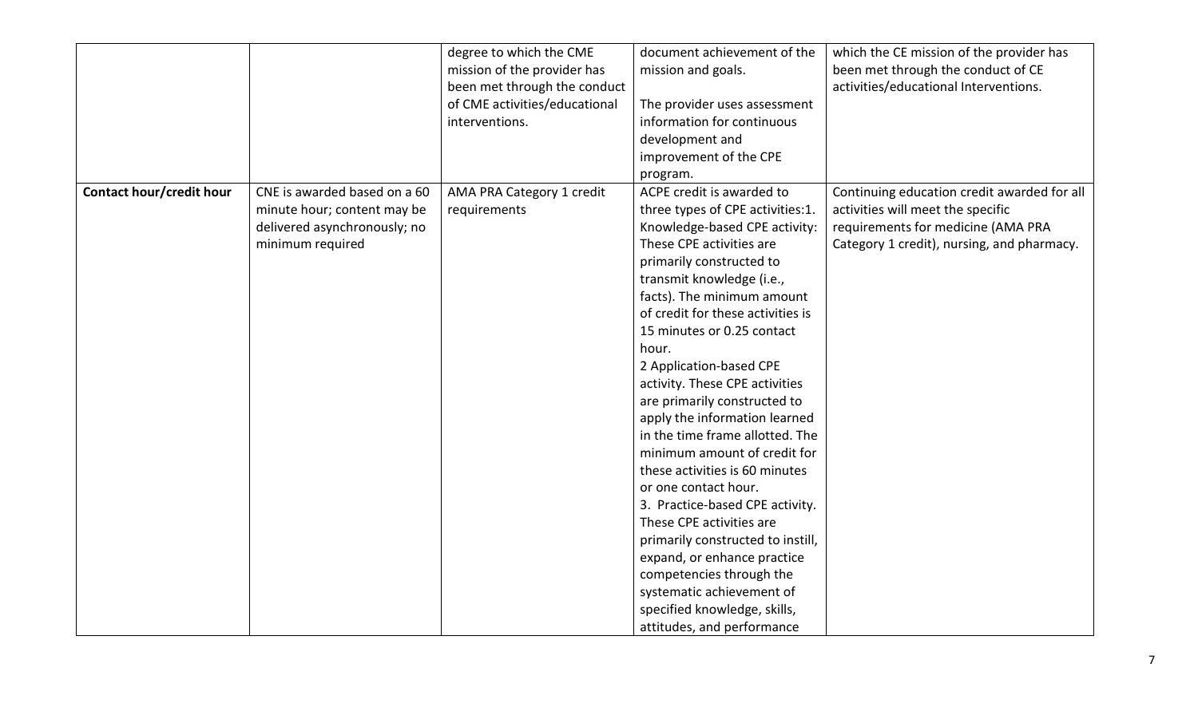| | | | | |
|---|---|---|---|---|
| | | degree to which the CME mission of the provider has been met through the conduct of CME activities/educational interventions. | document achievement of the mission and goals.<br><br>The provider uses assessment information for continuous development and improvement of the CPE program. | which the CE mission of the provider has been met through the conduct of CE activities/educational Interventions. |
| **Contact hour/credit hour** | CNE is awarded based on a 60 minute hour; content may be delivered asynchronously; no minimum required | AMA PRA Category 1 credit requirements | ACPE credit is awarded to three types of CPE activities:1. Knowledge-based CPE activity: These CPE activities are primarily constructed to transmit knowledge (i.e., facts). The minimum amount of credit for these activities is 15 minutes or 0.25 contact hour.<br>2 Application-based CPE activity. These CPE activities are primarily constructed to apply the information learned in the time frame allotted. The minimum amount of credit for these activities is 60 minutes or one contact hour.<br>3. Practice-based CPE activity. These CPE activities are primarily constructed to instill, expand, or enhance practice competencies through the systematic achievement of specified knowledge, skills, attitudes, and performance | Continuing education credit awarded for all activities will meet the specific requirements for medicine (AMA PRA Category 1 credit), nursing, and pharmacy. |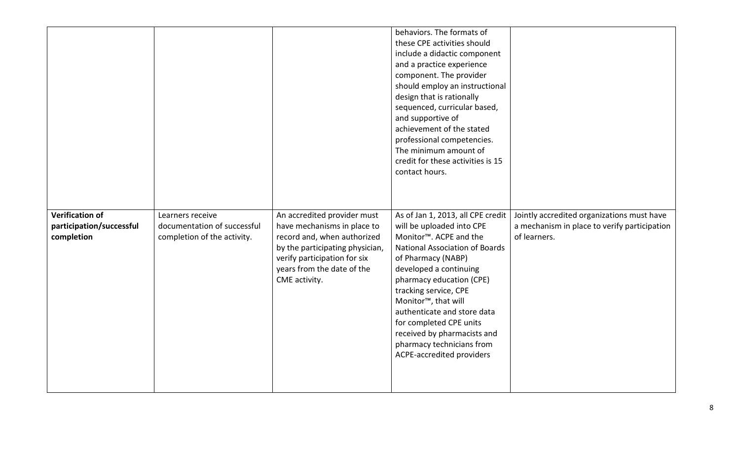| | | | | |
|---|---|---|---|---|
| | | | behaviors. The formats of these CPE activities should include a didactic component and a practice experience component. The provider should employ an instructional design that is rationally sequenced, curricular based, and supportive of achievement of the stated professional competencies. The minimum amount of credit for these activities is 15 contact hours. | |
| **Verification of participation/successful completion** | Learners receive documentation of successful completion of the activity. | An accredited provider must have mechanisms in place to record and, when authorized by the participating physician, verify participation for six years from the date of the CME activity. | As of Jan 1, 2013, all CPE credit will be uploaded into CPE Monitor™. ACPE and the National Association of Boards of Pharmacy (NABP) developed a continuing pharmacy education (CPE) tracking service, CPE Monitor™, that will authenticate and store data for completed CPE units received by pharmacists and pharmacy technicians from ACPE-accredited providers | Jointly accredited organizations must have a mechanism in place to verify participation of learners. |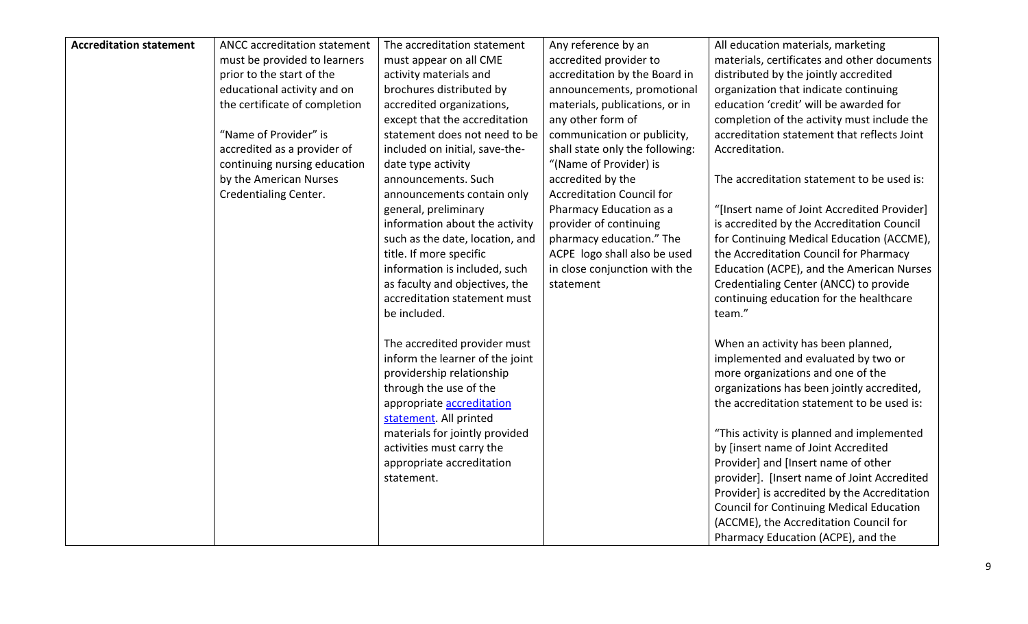| **Accreditation statement** | ANCC accreditation statement must be provided to learners prior to the start of the educational activity and on the certificate of completion<br><br>"Name of Provider" is accredited as a provider of continuing nursing education by the American Nurses Credentialing Center. | The accreditation statement must appear on all CME activity materials and brochures distributed by accredited organizations, except that the accreditation statement does not need to be included on initial, save-the-date type activity announcements. Such announcements contain only general, preliminary information about the activity such as the date, location, and title. If more specific information is included, such as faculty and objectives, the accreditation statement must be included.<br><br>The accredited provider must inform the learner of the joint providership relationship through the use of the appropriate accreditation statement. All printed materials for jointly provided activities must carry the appropriate accreditation statement. | Any reference by an accredited provider to accreditation by the Board in announcements, promotional materials, publications, or in any other form of communication or publicity, shall state only the following: "(Name of Provider) is accredited by the Accreditation Council for Pharmacy Education as a provider of continuing pharmacy education." The ACPE logo shall also be used in close conjunction with the statement | All education materials, marketing materials, certificates and other documents distributed by the jointly accredited organization that indicate continuing education 'credit' will be awarded for completion of the activity must include the accreditation statement that reflects Joint Accreditation.<br><br>The accreditation statement to be used is:<br><br>"[Insert name of Joint Accredited Provider] is accredited by the Accreditation Council for Continuing Medical Education (ACCME), the Accreditation Council for Pharmacy Education (ACPE), and the American Nurses Credentialing Center (ANCC) to provide continuing education for the healthcare team."<br><br>When an activity has been planned, implemented and evaluated by two or more organizations and one of the organizations has been jointly accredited, the accreditation statement to be used is:<br><br>"This activity is planned and implemented by [insert name of Joint Accredited Provider] and [Insert name of other provider]. [Insert name of Joint Accredited Provider] is accredited by the Accreditation Council for Continuing Medical Education (ACCME), the Accreditation Council for Pharmacy Education (ACPE), and the |
|---|---|---|---|---|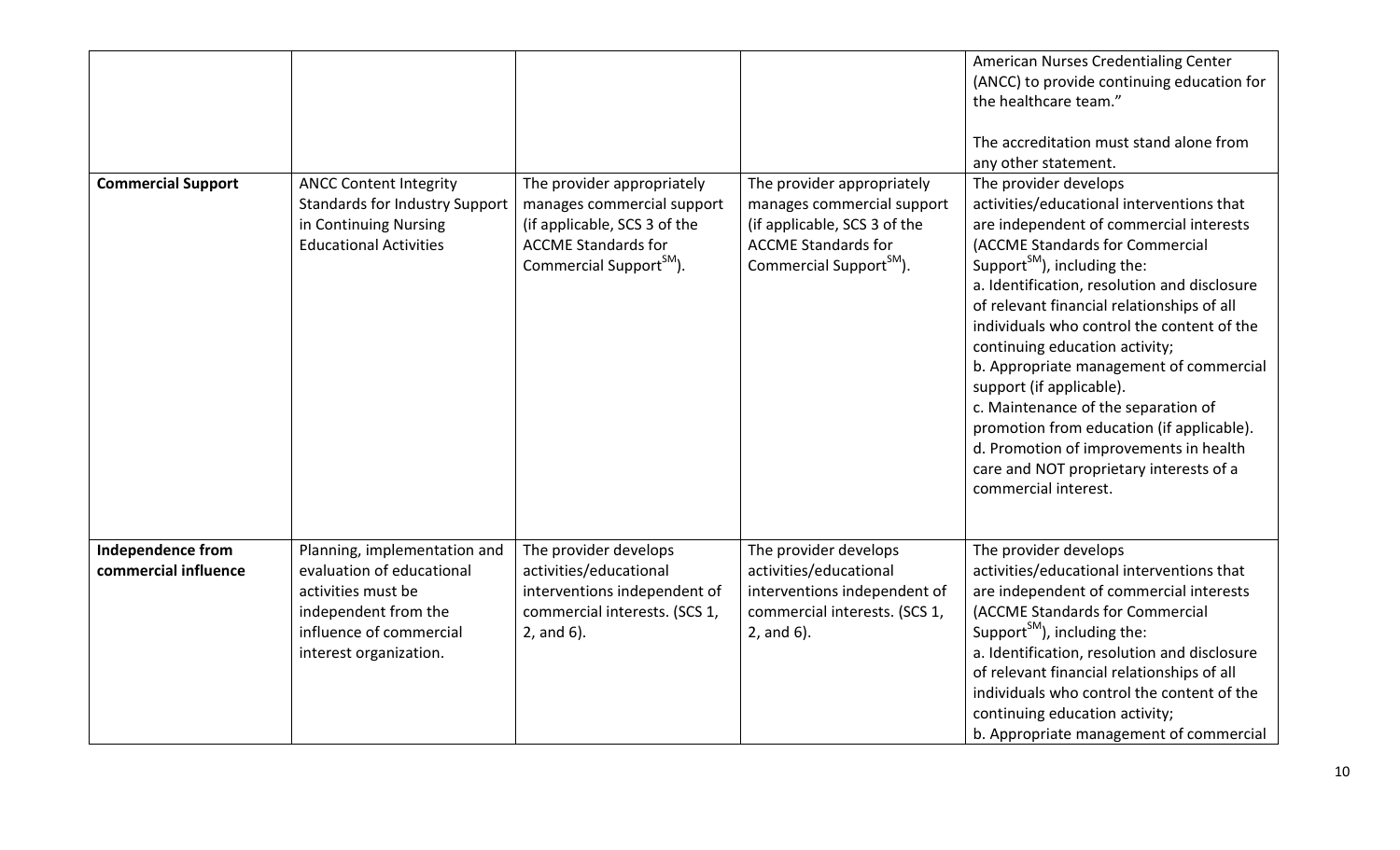| | | | | |
|---|---|---|---|---|
| | | | | American Nurses Credentialing Center (ANCC) to provide continuing education for the healthcare team."<br><br>The accreditation must stand alone from any other statement. |
| **Commercial Support** | ANCC Content Integrity Standards for Industry Support in Continuing Nursing Educational Activities | The provider appropriately manages commercial support (if applicable, SCS 3 of the ACCME Standards for Commercial Support$^{SM}$). | The provider appropriately manages commercial support (if applicable, SCS 3 of the ACCME Standards for Commercial Support$^{SM}$). | The provider develops activities/educational interventions that are independent of commercial interests (ACCME Standards for Commercial Support$^{SM}$), including the:<br>a. Identification, resolution and disclosure of relevant financial relationships of all individuals who control the content of the continuing education activity;<br>b. Appropriate management of commercial support (if applicable).<br>c. Maintenance of the separation of promotion from education (if applicable).<br>d. Promotion of improvements in health care and NOT proprietary interests of a commercial interest. |
| **Independence from commercial influence** | Planning, implementation and evaluation of educational activities must be independent from the influence of commercial interest organization. | The provider develops activities/educational interventions independent of commercial interests. (SCS 1, 2, and 6). | The provider develops activities/educational interventions independent of commercial interests. (SCS 1, 2, and 6). | The provider develops activities/educational interventions that are independent of commercial interests (ACCME Standards for Commercial Support$^{SM}$), including the:<br>a. Identification, resolution and disclosure of relevant financial relationships of all individuals who control the content of the continuing education activity;<br>b. Appropriate management of commercial |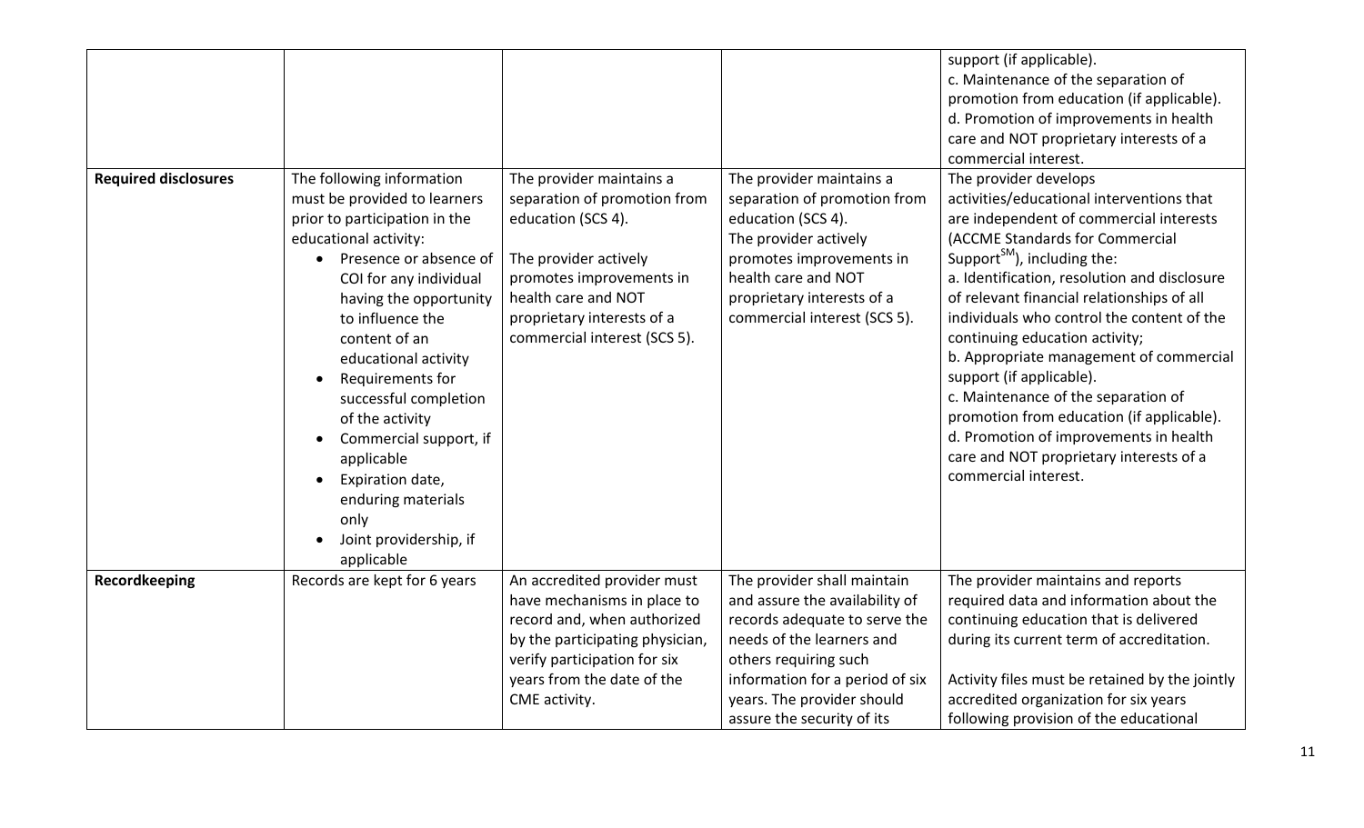| | | | | |
|---|---|---|---|---|
| | | | | support (if applicable).<br>c. Maintenance of the separation of promotion from education (if applicable).<br>d. Promotion of improvements in health care and NOT proprietary interests of a commercial interest. |
| **Required disclosures** | The following information must be provided to learners prior to participation in the educational activity:<br>• Presence or absence of COI for any individual having the opportunity to influence the content of an educational activity<br>• Requirements for successful completion of the activity<br>• Commercial support, if applicable<br>• Expiration date, enduring materials only<br>• Joint providership, if applicable | The provider maintains a separation of promotion from education (SCS 4).<br><br>The provider actively promotes improvements in health care and NOT proprietary interests of a commercial interest (SCS 5). | The provider maintains a separation of promotion from education (SCS 4).<br>The provider actively promotes improvements in health care and NOT proprietary interests of a commercial interest (SCS 5). | The provider develops activities/educational interventions that are independent of commercial interests (ACCME Standards for Commercial Support[SM]), including the:<br>a. Identification, resolution and disclosure of relevant financial relationships of all individuals who control the content of the continuing education activity;<br>b. Appropriate management of commercial support (if applicable).<br>c. Maintenance of the separation of promotion from education (if applicable).<br>d. Promotion of improvements in health care and NOT proprietary interests of a commercial interest. |
| **Recordkeeping** | Records are kept for 6 years | An accredited provider must have mechanisms in place to record and, when authorized by the participating physician, verify participation for six years from the date of the CME activity. | The provider shall maintain and assure the availability of records adequate to serve the needs of the learners and others requiring such information for a period of six years. The provider should assure the security of its | The provider maintains and reports required data and information about the continuing education that is delivered during its current term of accreditation.<br><br>Activity files must be retained by the jointly accredited organization for six years following provision of the educational |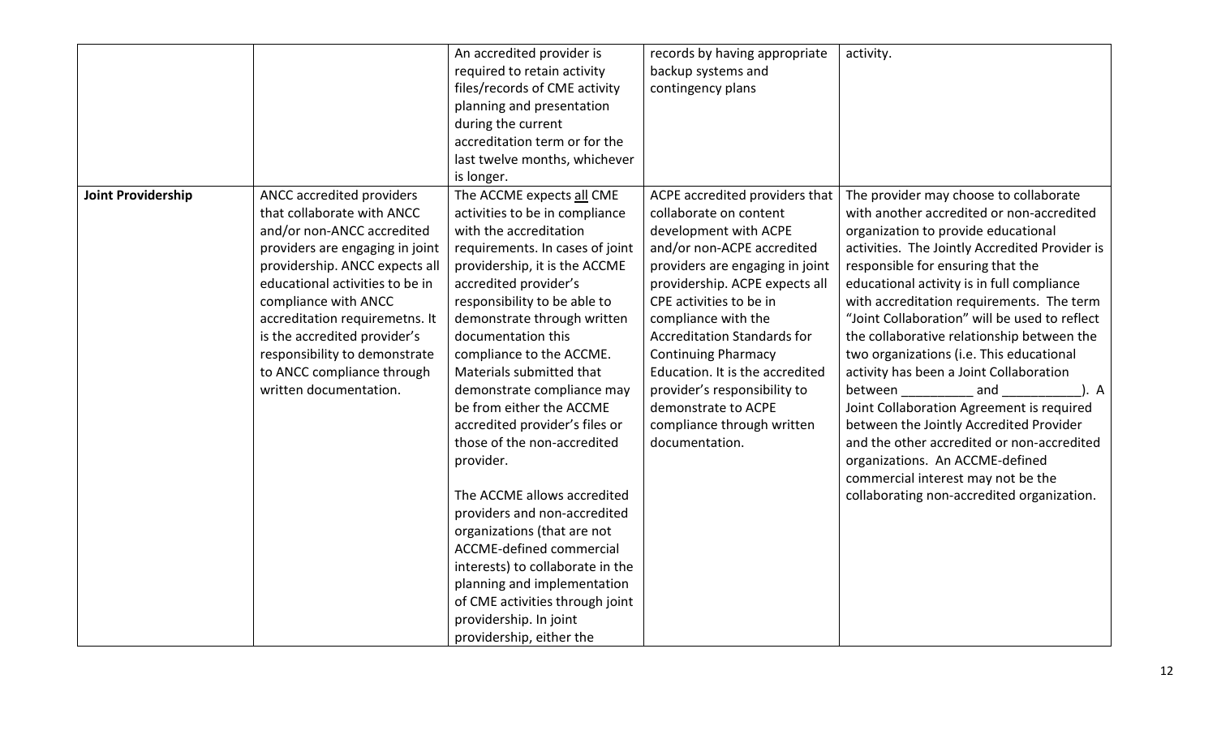| | | | | |
|---|---|---|---|---|
| | | An accredited provider is required to retain activity files/records of CME activity planning and presentation during the current accreditation term or for the last twelve months, whichever is longer. | records by having appropriate backup systems and contingency plans | activity. |
| **Joint Providership** | ANCC accredited providers that collaborate with ANCC and/or non-ANCC accredited providers are engaging in joint providership. ANCC expects all educational activities to be in compliance with ANCC accreditation requiremetns. It is the accredited provider's responsibility to demonstrate to ANCC compliance through written documentation. | The ACCME expects all CME activities to be in compliance with the accreditation requirements. In cases of joint providership, it is the ACCME accredited provider's responsibility to be able to demonstrate through written documentation this compliance to the ACCME. Materials submitted that demonstrate compliance may be from either the ACCME accredited provider's files or those of the non-accredited provider.<br><br>The ACCME allows accredited providers and non-accredited organizations (that are not ACCME-defined commercial interests) to collaborate in the planning and implementation of CME activities through joint providership. In joint providership, either the | ACPE accredited providers that collaborate on content development with ACPE and/or non-ACPE accredited providers are engaging in joint providership. ACPE expects all CPE activities to be in compliance with the Accreditation Standards for Continuing Pharmacy Education. It is the accredited provider's responsibility to demonstrate to ACPE compliance through written documentation. | The provider may choose to collaborate with another accredited or non-accredited organization to provide educational activities. The Jointly Accredited Provider is responsible for ensuring that the educational activity is in full compliance with accreditation requirements. The term "Joint Collaboration" will be used to reflect the collaborative relationship between the two organizations (i.e. This educational activity has been a Joint Collaboration between __________ and ___________). A Joint Collaboration Agreement is required between the Jointly Accredited Provider and the other accredited or non-accredited organizations. An ACCME-defined commercial interest may not be the collaborating non-accredited organization. |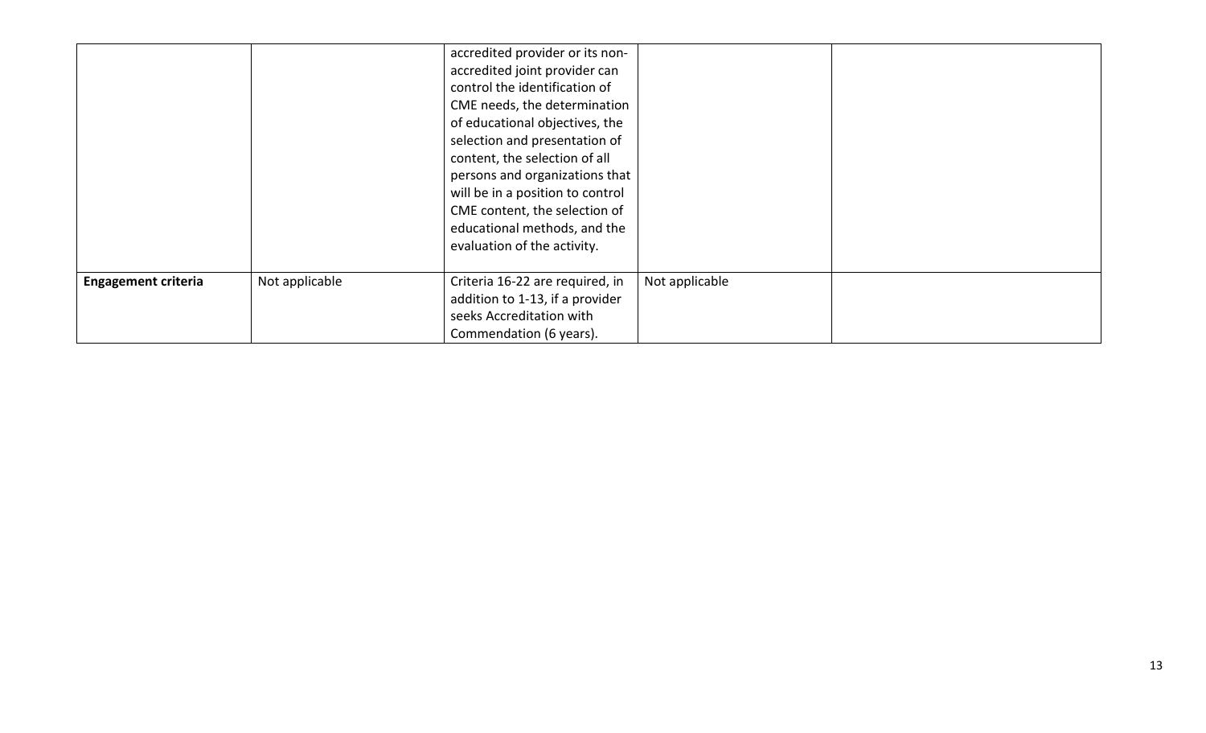| | | | | |
|---|---|---|---|---|
| | | accredited provider or its non-accredited joint provider can control the identification of CME needs, the determination of educational objectives, the selection and presentation of content, the selection of all persons and organizations that will be in a position to control CME content, the selection of educational methods, and the evaluation of the activity. | | |
| **Engagement criteria** | Not applicable | Criteria 16-22 are required, in addition to 1-13, if a provider seeks Accreditation with Commendation (6 years). | Not applicable | |